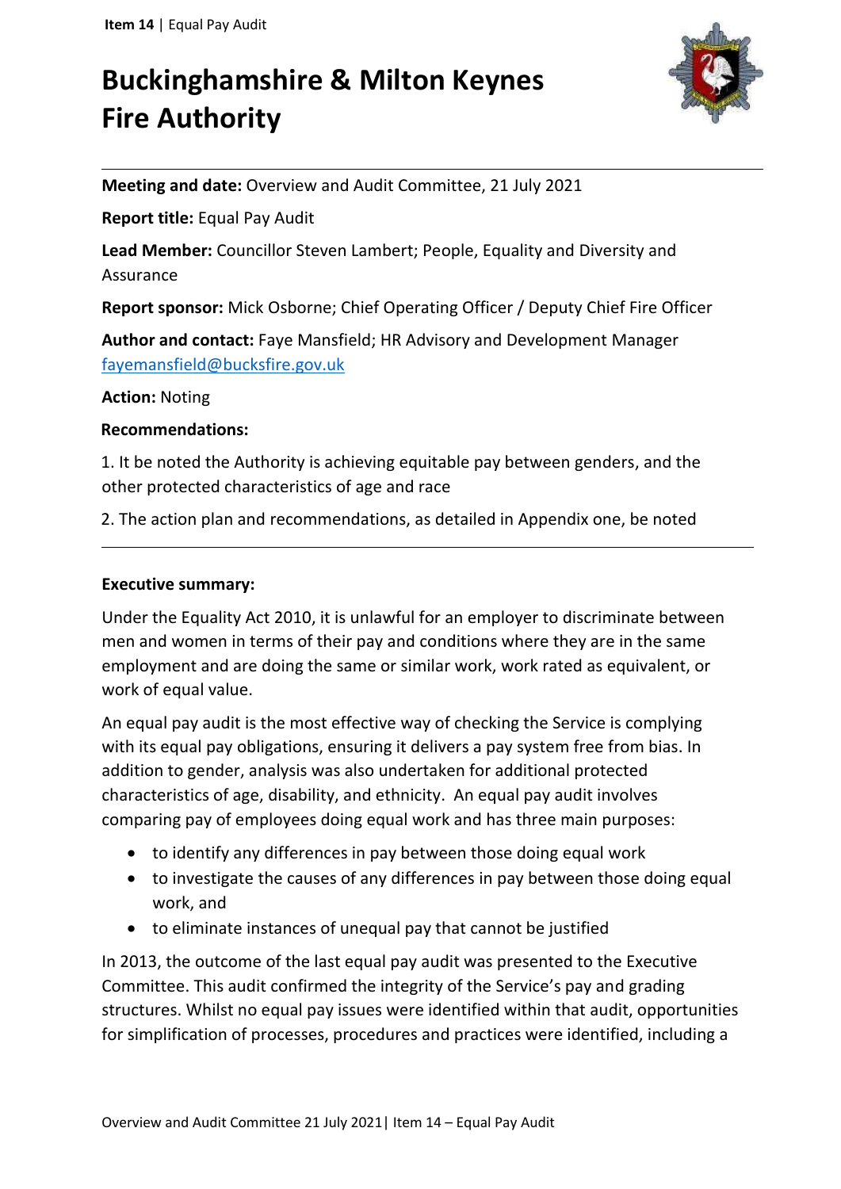# Buckinghamshire & Milton Keynes Fire Authority

**Meeting and date:** Overview and Audit Committee, 21 July 2021

**Report title:** Equal Pay Audit

**Lead Member:** Councillor Steven Lambert; People, Equality and Diversity and Assurance

**Report sponsor:** Mick Osborne; Chief Operating Officer / Deputy Chief Fire Officer

**Author and contact:** Faye Mansfield; HR Advisory and Development Manager fayemansfield@bucksfire.gov.uk

**Action:** Noting

**Recommendations:**

1. It be noted the Authority is achieving equitable pay between genders, and the other protected characteristics of age and race

2. The action plan and recommendations, as detailed in Appendix one, be noted

**Executive summary:**

Under the Equality Act 2010, it is unlawful for an employer to discriminate between men and women in terms of their pay and conditions where they are in the same employment and are doing the same or similar work, work rated as equivalent, or work of equal value.

An equal pay audit is the most effective way of checking the Service is complying with its equal pay obligations, ensuring it delivers a pay system free from bias. In addition to gender, analysis was also undertaken for additional protected characteristics of age, disability, and ethnicity. An equal pay audit involves comparing pay of employees doing equal work and has three main purposes:

- to identify any differences in pay between those doing equal work
- to investigate the causes of any differences in pay between those doing equal work, and
- to eliminate instances of unequal pay that cannot be justified

In 2013, the outcome of the last equal pay audit was presented to the Executive Committee. This audit confirmed the integrity of the Service's pay and grading structures. Whilst no equal pay issues were identified within that audit, opportunities for simplification of processes, procedures and practices were identified, including a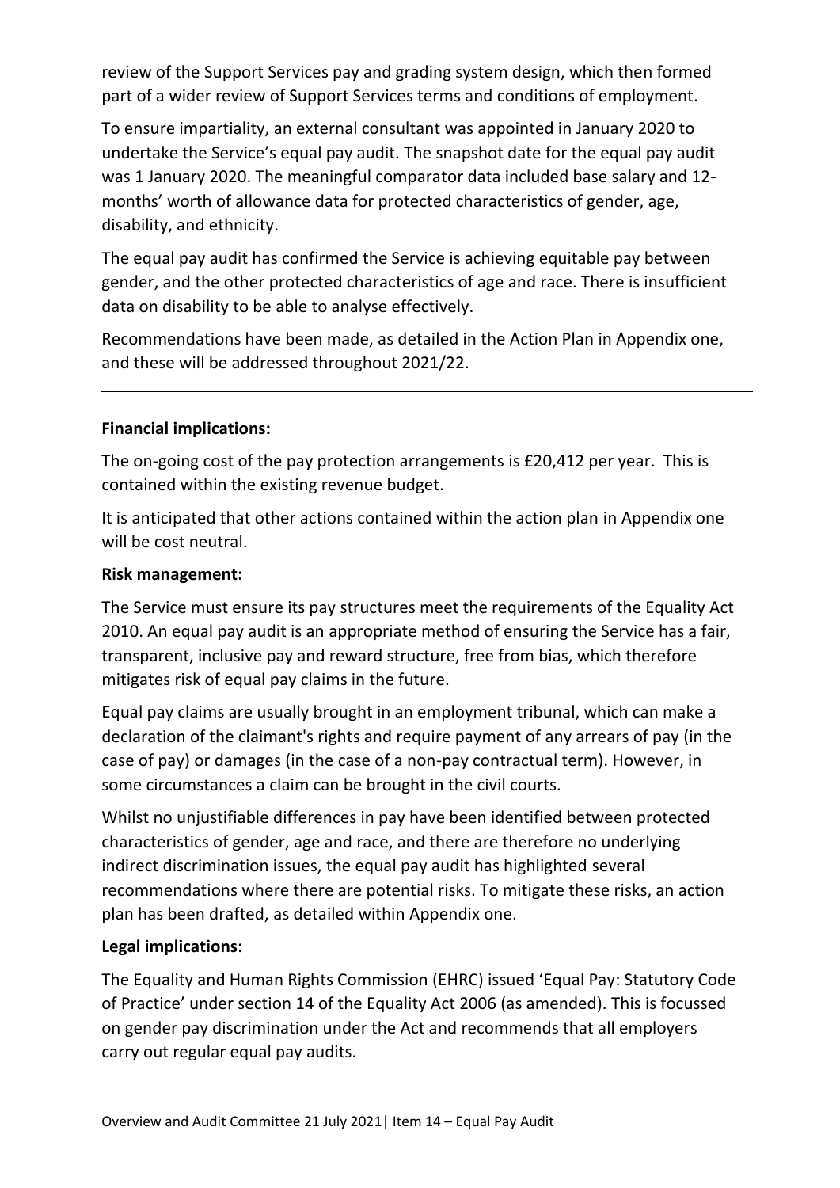review of the Support Services pay and grading system design, which then formed part of a wider review of Support Services terms and conditions of employment.

To ensure impartiality, an external consultant was appointed in January 2020 to undertake the Service's equal pay audit. The snapshot date for the equal pay audit was 1 January 2020. The meaningful comparator data included base salary and 12-months' worth of allowance data for protected characteristics of gender, age, disability, and ethnicity.

The equal pay audit has confirmed the Service is achieving equitable pay between gender, and the other protected characteristics of age and race. There is insufficient data on disability to be able to analyse effectively.

Recommendations have been made, as detailed in the Action Plan in Appendix one, and these will be addressed throughout 2021/22.

---

**Financial implications:**

The on-going cost of the pay protection arrangements is £20,412 per year. This is contained within the existing revenue budget.

It is anticipated that other actions contained within the action plan in Appendix one will be cost neutral.

**Risk management:**

The Service must ensure its pay structures meet the requirements of the Equality Act 2010. An equal pay audit is an appropriate method of ensuring the Service has a fair, transparent, inclusive pay and reward structure, free from bias, which therefore mitigates risk of equal pay claims in the future.

Equal pay claims are usually brought in an employment tribunal, which can make a declaration of the claimant's rights and require payment of any arrears of pay (in the case of pay) or damages (in the case of a non-pay contractual term). However, in some circumstances a claim can be brought in the civil courts.

Whilst no unjustifiable differences in pay have been identified between protected characteristics of gender, age and race, and there are therefore no underlying indirect discrimination issues, the equal pay audit has highlighted several recommendations where there are potential risks. To mitigate these risks, an action plan has been drafted, as detailed within Appendix one.

**Legal implications:**

The Equality and Human Rights Commission (EHRC) issued 'Equal Pay: Statutory Code of Practice' under section 14 of the Equality Act 2006 (as amended). This is focussed on gender pay discrimination under the Act and recommends that all employers carry out regular equal pay audits.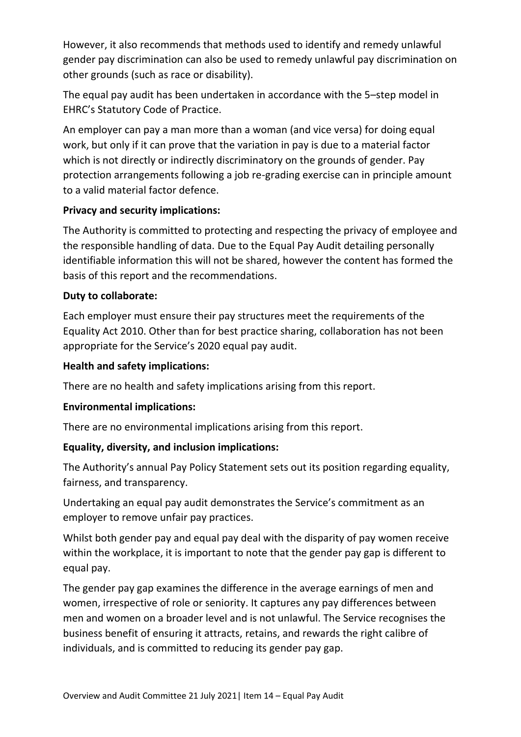However, it also recommends that methods used to identify and remedy unlawful gender pay discrimination can also be used to remedy unlawful pay discrimination on other grounds (such as race or disability).

The equal pay audit has been undertaken in accordance with the 5–step model in EHRC's Statutory Code of Practice.

An employer can pay a man more than a woman (and vice versa) for doing equal work, but only if it can prove that the variation in pay is due to a material factor which is not directly or indirectly discriminatory on the grounds of gender. Pay protection arrangements following a job re-grading exercise can in principle amount to a valid material factor defence.

**Privacy and security implications:**

The Authority is committed to protecting and respecting the privacy of employee and the responsible handling of data. Due to the Equal Pay Audit detailing personally identifiable information this will not be shared, however the content has formed the basis of this report and the recommendations.

**Duty to collaborate:**

Each employer must ensure their pay structures meet the requirements of the Equality Act 2010. Other than for best practice sharing, collaboration has not been appropriate for the Service's 2020 equal pay audit.

**Health and safety implications:**

There are no health and safety implications arising from this report.

**Environmental implications:**

There are no environmental implications arising from this report.

**Equality, diversity, and inclusion implications:**

The Authority's annual Pay Policy Statement sets out its position regarding equality, fairness, and transparency.

Undertaking an equal pay audit demonstrates the Service's commitment as an employer to remove unfair pay practices.

Whilst both gender pay and equal pay deal with the disparity of pay women receive within the workplace, it is important to note that the gender pay gap is different to equal pay.

The gender pay gap examines the difference in the average earnings of men and women, irrespective of role or seniority. It captures any pay differences between men and women on a broader level and is not unlawful. The Service recognises the business benefit of ensuring it attracts, retains, and rewards the right calibre of individuals, and is committed to reducing its gender pay gap.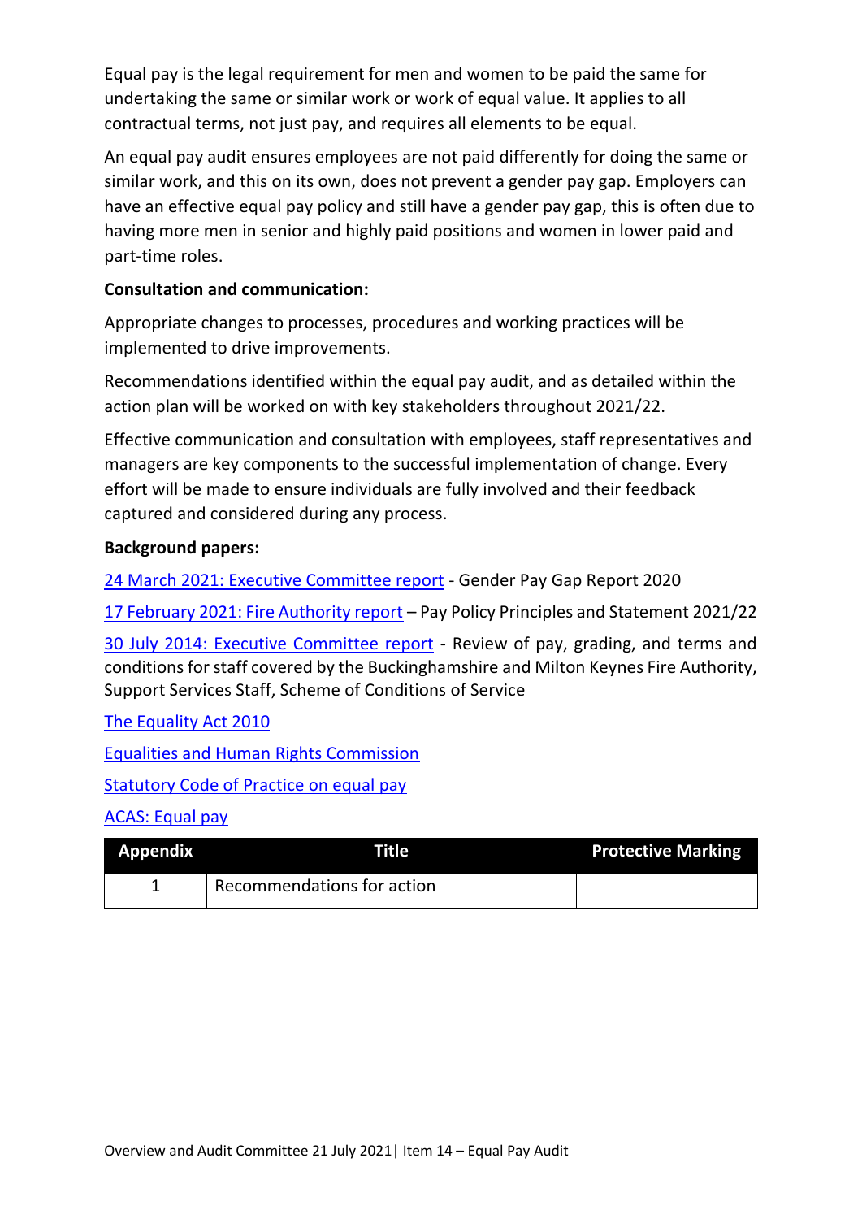Equal pay is the legal requirement for men and women to be paid the same for undertaking the same or similar work or work of equal value. It applies to all contractual terms, not just pay, and requires all elements to be equal.

An equal pay audit ensures employees are not paid differently for doing the same or similar work, and this on its own, does not prevent a gender pay gap. Employers can have an effective equal pay policy and still have a gender pay gap, this is often due to having more men in senior and highly paid positions and women in lower paid and part-time roles.

**Consultation and communication:**

Appropriate changes to processes, procedures and working practices will be implemented to drive improvements.

Recommendations identified within the equal pay audit, and as detailed within the action plan will be worked on with key stakeholders throughout 2021/22.

Effective communication and consultation with employees, staff representatives and managers are key components to the successful implementation of change. Every effort will be made to ensure individuals are fully involved and their feedback captured and considered during any process.

**Background papers:**

24 March 2021: Executive Committee report - Gender Pay Gap Report 2020

17 February 2021: Fire Authority report – Pay Policy Principles and Statement 2021/22

30 July 2014: Executive Committee report - Review of pay, grading, and terms and conditions for staff covered by the Buckinghamshire and Milton Keynes Fire Authority, Support Services Staff, Scheme of Conditions of Service

The Equality Act 2010

Equalities and Human Rights Commission

Statutory Code of Practice on equal pay

ACAS: Equal pay

| Appendix | Title | Protective Marking |
| --- | --- | --- |
| 1 | Recommendations for action | |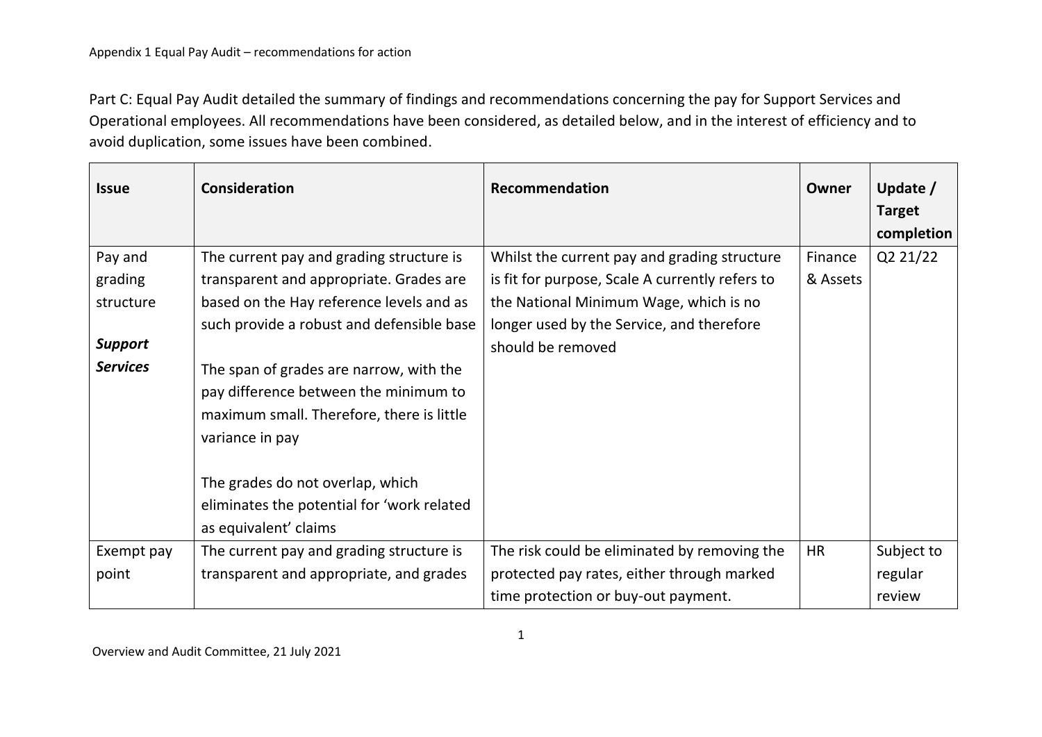Appendix 1 Equal Pay Audit – recommendations for action

Part C: Equal Pay Audit detailed the summary of findings and recommendations concerning the pay for Support Services and Operational employees. All recommendations have been considered, as detailed below, and in the interest of efficiency and to avoid duplication, some issues have been combined.

| **Issue** | **Consideration** | **Recommendation** | **Owner** | **Update / Target completion** |
|---|---|---|---|---|
| Pay and grading structure<br><br>***Support Services*** | The current pay and grading structure is transparent and appropriate. Grades are based on the Hay reference levels and as such provide a robust and defensible base<br><br>The span of grades are narrow, with the pay difference between the minimum to maximum small. Therefore, there is little variance in pay<br><br>The grades do not overlap, which eliminates the potential for 'work related as equivalent' claims | Whilst the current pay and grading structure is fit for purpose, Scale A currently refers to the National Minimum Wage, which is no longer used by the Service, and therefore should be removed | Finance & Assets | Q2 21/22 |
| Exempt pay point | The current pay and grading structure is transparent and appropriate, and grades | The risk could be eliminated by removing the protected pay rates, either through marked time protection or buy-out payment. | HR | Subject to regular review |

Overview and Audit Committee, 21 July 2021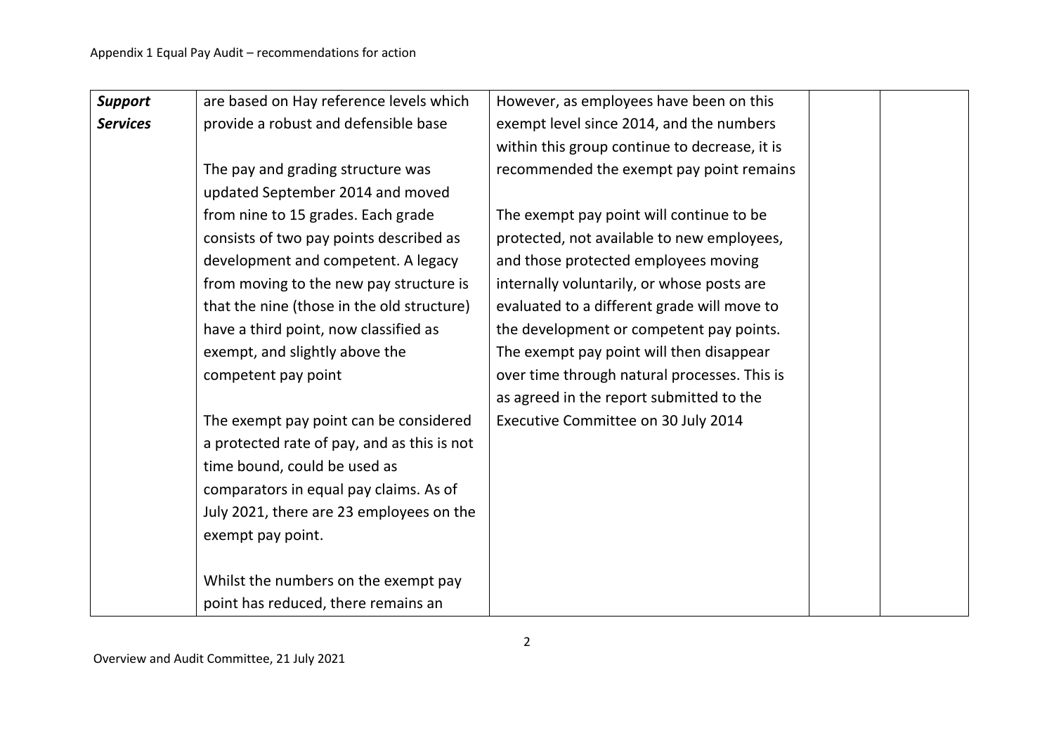| | | | | |
|---|---|---|---|---|
| ***Support Services*** | are based on Hay reference levels which provide a robust and defensible base<br><br>The pay and grading structure was updated September 2014 and moved from nine to 15 grades. Each grade consists of two pay points described as development and competent. A legacy from moving to the new pay structure is that the nine (those in the old structure) have a third point, now classified as exempt, and slightly above the competent pay point<br><br>The exempt pay point can be considered a protected rate of pay, and as this is not time bound, could be used as comparators in equal pay claims. As of July 2021, there are 23 employees on the exempt pay point.<br><br>Whilst the numbers on the exempt pay point has reduced, there remains an | However, as employees have been on this exempt level since 2014, and the numbers within this group continue to decrease, it is recommended the exempt pay point remains<br><br>The exempt pay point will continue to be protected, not available to new employees, and those protected employees moving internally voluntarily, or whose posts are evaluated to a different grade will move to the development or competent pay points. The exempt pay point will then disappear over time through natural processes. This is as agreed in the report submitted to the Executive Committee on 30 July 2014 | | |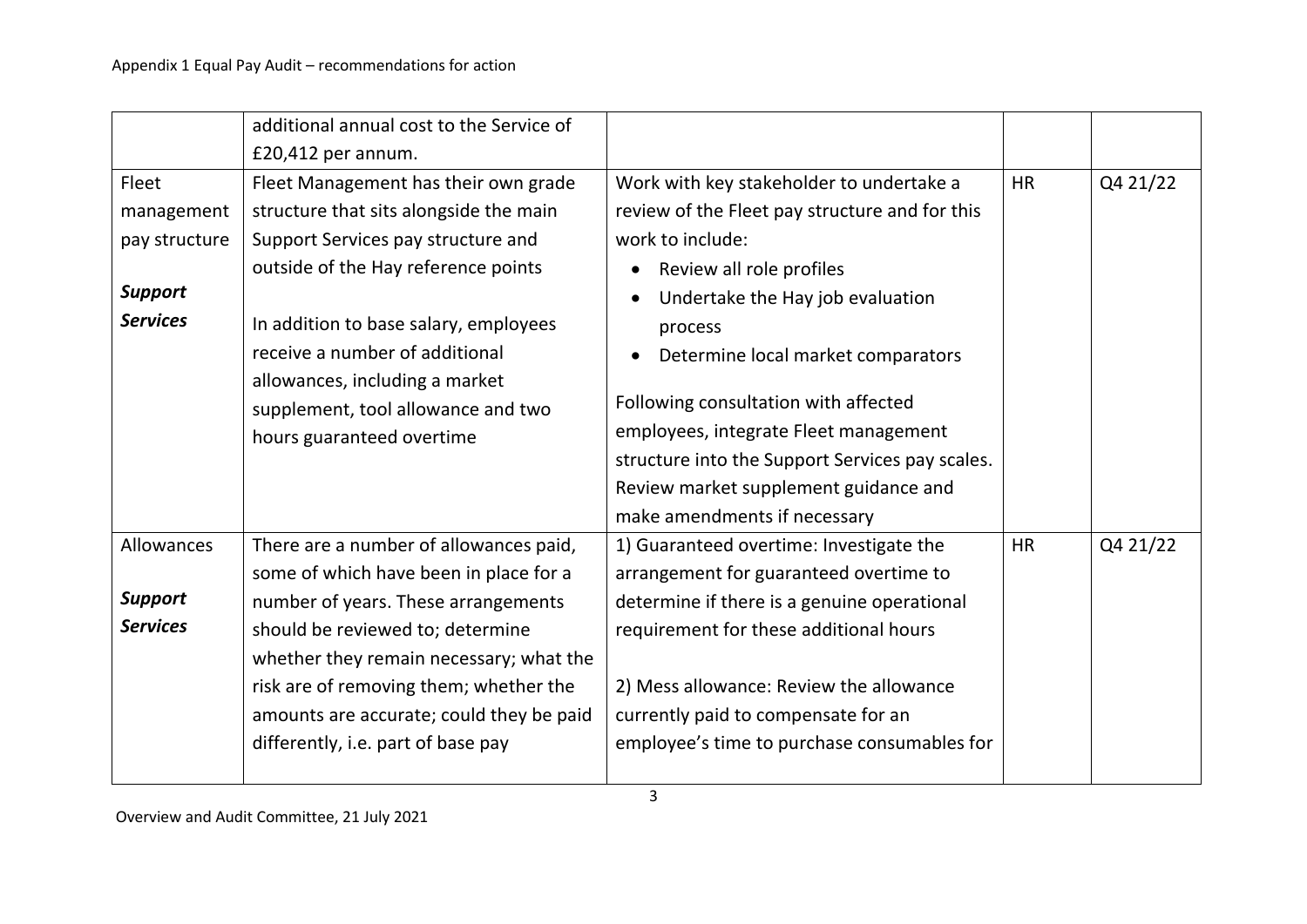| | | | | |
|---|---|---|---|---|
| | additional annual cost to the Service of £20,412 per annum. | | | |
| Fleet management pay structure<br><br>***Support Services*** | Fleet Management has their own grade structure that sits alongside the main Support Services pay structure and outside of the Hay reference points<br><br>In addition to base salary, employees receive a number of additional allowances, including a market supplement, tool allowance and two hours guaranteed overtime | Work with key stakeholder to undertake a review of the Fleet pay structure and for this work to include:<br>• Review all role profiles<br>• Undertake the Hay job evaluation process<br>• Determine local market comparators<br><br>Following consultation with affected employees, integrate Fleet management structure into the Support Services pay scales. Review market supplement guidance and make amendments if necessary | HR | Q4 21/22 |
| Allowances<br><br>***Support Services*** | There are a number of allowances paid, some of which have been in place for a number of years. These arrangements should be reviewed to; determine whether they remain necessary; what the risk are of removing them; whether the amounts are accurate; could they be paid differently, i.e. part of base pay | 1) Guaranteed overtime: Investigate the arrangement for guaranteed overtime to determine if there is a genuine operational requirement for these additional hours<br><br>2) Mess allowance: Review the allowance currently paid to compensate for an employee's time to purchase consumables for | HR | Q4 21/22 |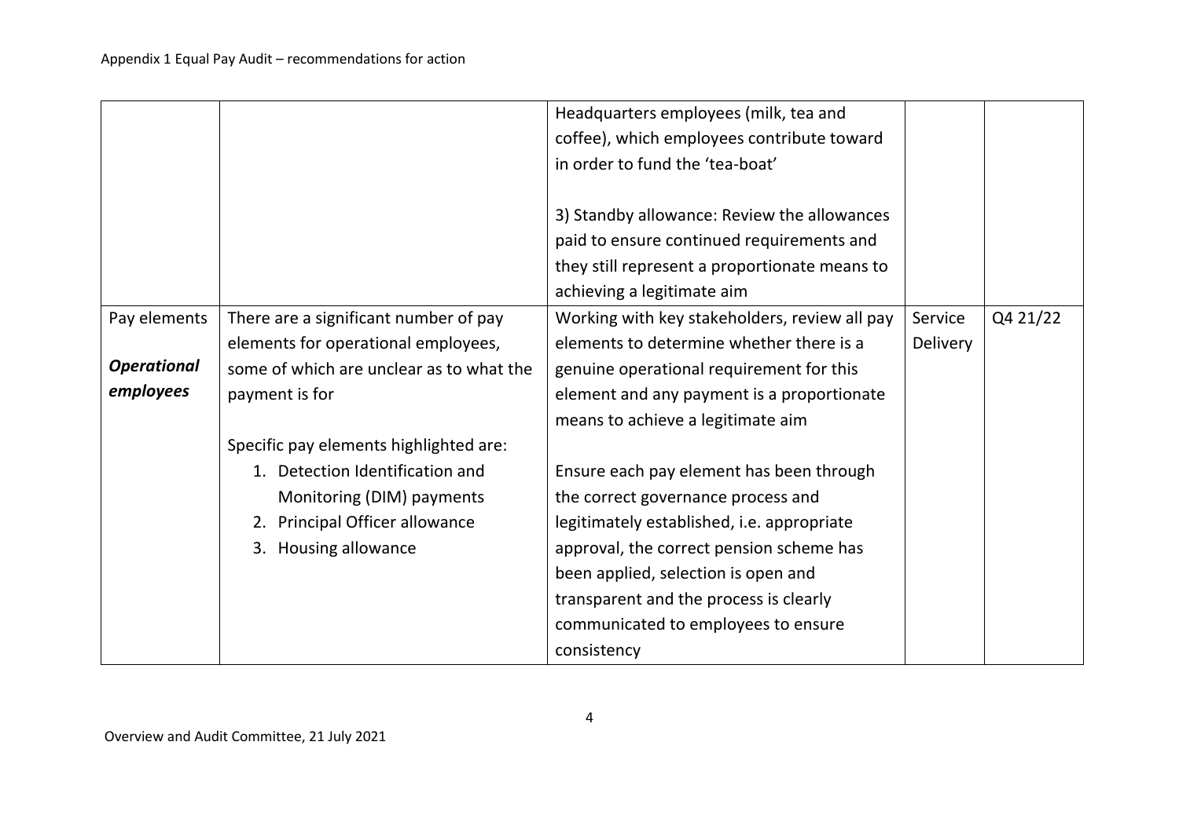| | | Headquarters employees (milk, tea and coffee), which employees contribute toward in order to fund the 'tea-boat'<br><br>3) Standby allowance: Review the allowances paid to ensure continued requirements and they still represent a proportionate means to achieving a legitimate aim | | |
|---|---|---|---|---|
| Pay elements<br><br>***Operational employees*** | There are a significant number of pay elements for operational employees, some of which are unclear as to what the payment is for<br><br>Specific pay elements highlighted are:<br>1. Detection Identification and Monitoring (DIM) payments<br>2. Principal Officer allowance<br>3. Housing allowance | Working with key stakeholders, review all pay elements to determine whether there is a genuine operational requirement for this element and any payment is a proportionate means to achieve a legitimate aim<br><br>Ensure each pay element has been through the correct governance process and legitimately established, i.e. appropriate approval, the correct pension scheme has been applied, selection is open and transparent and the process is clearly communicated to employees to ensure consistency | Service Delivery | Q4 21/22 |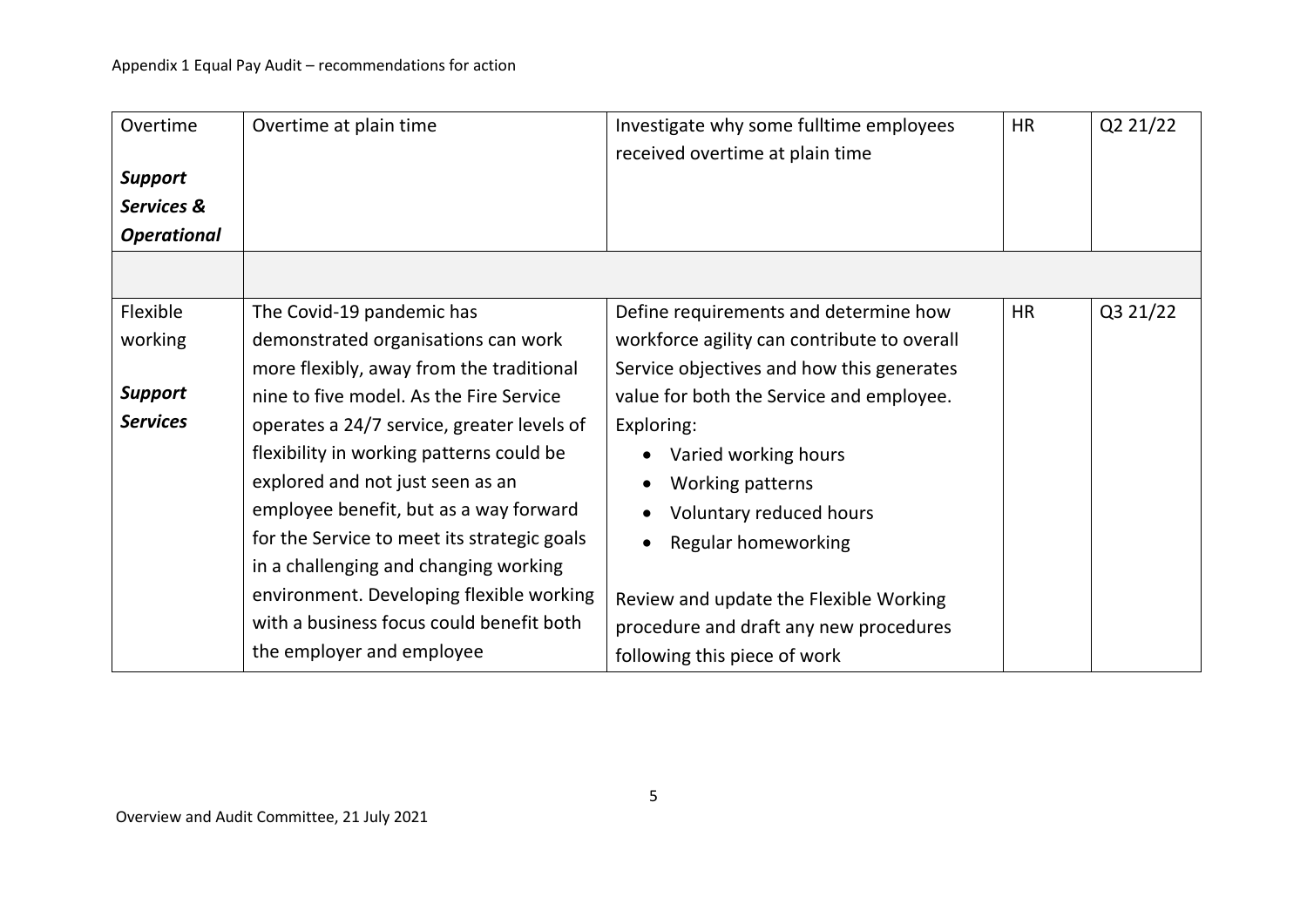| | | | | |
|---|---|---|---|---|
| Overtime<br><br>***Support Services & Operational*** | Overtime at plain time | Investigate why some fulltime employees received overtime at plain time | HR | Q2 21/22 |
| | | | | |
| Flexible working<br><br>***Support Services*** | The Covid-19 pandemic has demonstrated organisations can work more flexibly, away from the traditional nine to five model. As the Fire Service operates a 24/7 service, greater levels of flexibility in working patterns could be explored and not just seen as an employee benefit, but as a way forward for the Service to meet its strategic goals in a challenging and changing working environment. Developing flexible working with a business focus could benefit both the employer and employee | Define requirements and determine how workforce agility can contribute to overall Service objectives and how this generates value for both the Service and employee. Exploring:<br>• Varied working hours<br>• Working patterns<br>• Voluntary reduced hours<br>• Regular homeworking<br><br>Review and update the Flexible Working procedure and draft any new procedures following this piece of work | HR | Q3 21/22 |